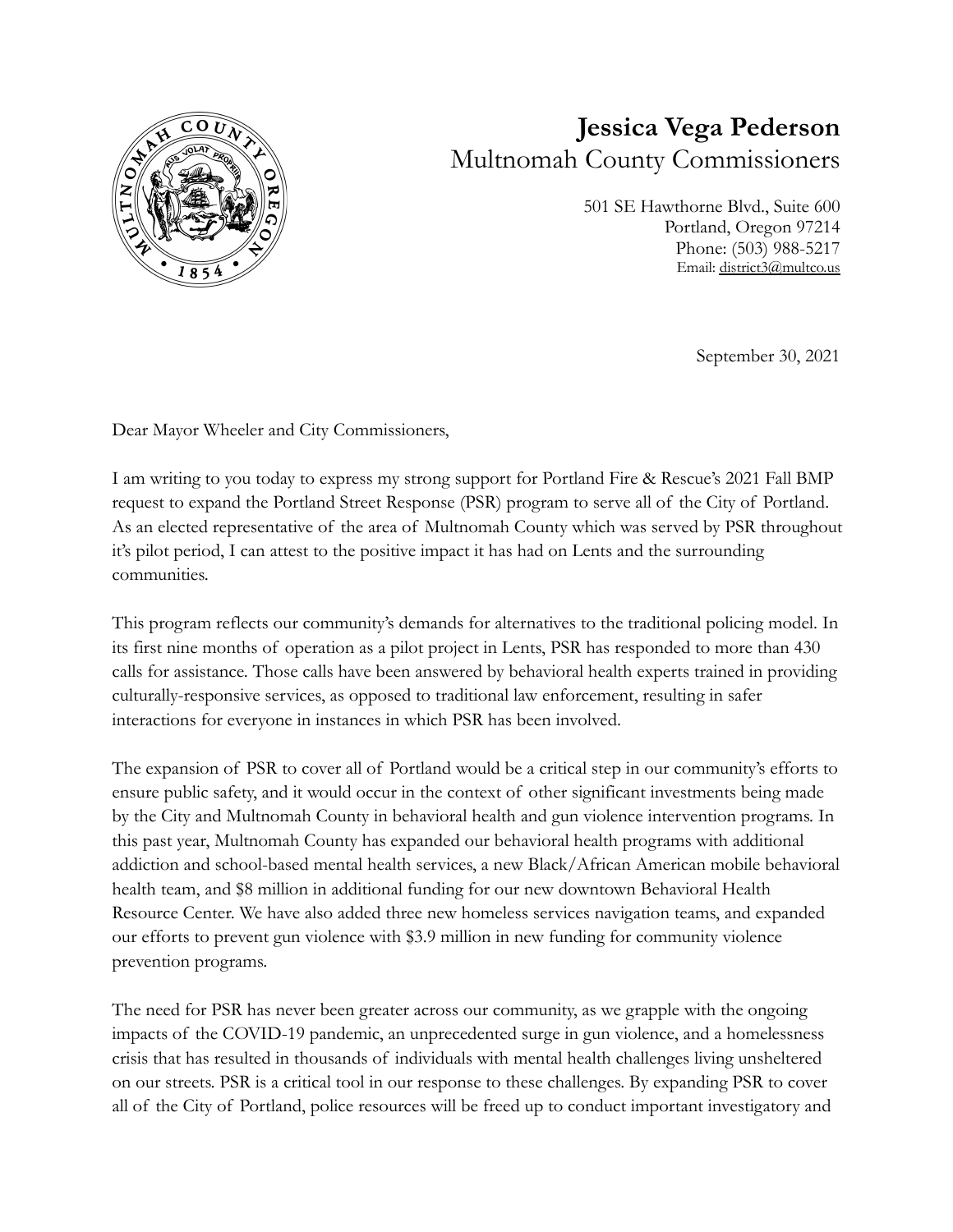# Jessica Vega Pederson

Multnomah County Commissioners

501 SE Hawthorne Blvd., Suite 600
Portland, Oregon 97214
Phone: (503) 988-5217
Email: district3@multco.us

September 30, 2021

Dear Mayor Wheeler and City Commissioners,

I am writing to you today to express my strong support for Portland Fire & Rescue's 2021 Fall BMP request to expand the Portland Street Response (PSR) program to serve all of the City of Portland. As an elected representative of the area of Multnomah County which was served by PSR throughout it's pilot period, I can attest to the positive impact it has had on Lents and the surrounding communities.

This program reflects our community's demands for alternatives to the traditional policing model. In its first nine months of operation as a pilot project in Lents, PSR has responded to more than 430 calls for assistance. Those calls have been answered by behavioral health experts trained in providing culturally-responsive services, as opposed to traditional law enforcement, resulting in safer interactions for everyone in instances in which PSR has been involved.

The expansion of PSR to cover all of Portland would be a critical step in our community's efforts to ensure public safety, and it would occur in the context of other significant investments being made by the City and Multnomah County in behavioral health and gun violence intervention programs. In this past year, Multnomah County has expanded our behavioral health programs with additional addiction and school-based mental health services, a new Black/African American mobile behavioral health team, and $8 million in additional funding for our new downtown Behavioral Health Resource Center. We have also added three new homeless services navigation teams, and expanded our efforts to prevent gun violence with $3.9 million in new funding for community violence prevention programs.

The need for PSR has never been greater across our community, as we grapple with the ongoing impacts of the COVID-19 pandemic, an unprecedented surge in gun violence, and a homelessness crisis that has resulted in thousands of individuals with mental health challenges living unsheltered on our streets. PSR is a critical tool in our response to these challenges. By expanding PSR to cover all of the City of Portland, police resources will be freed up to conduct important investigatory and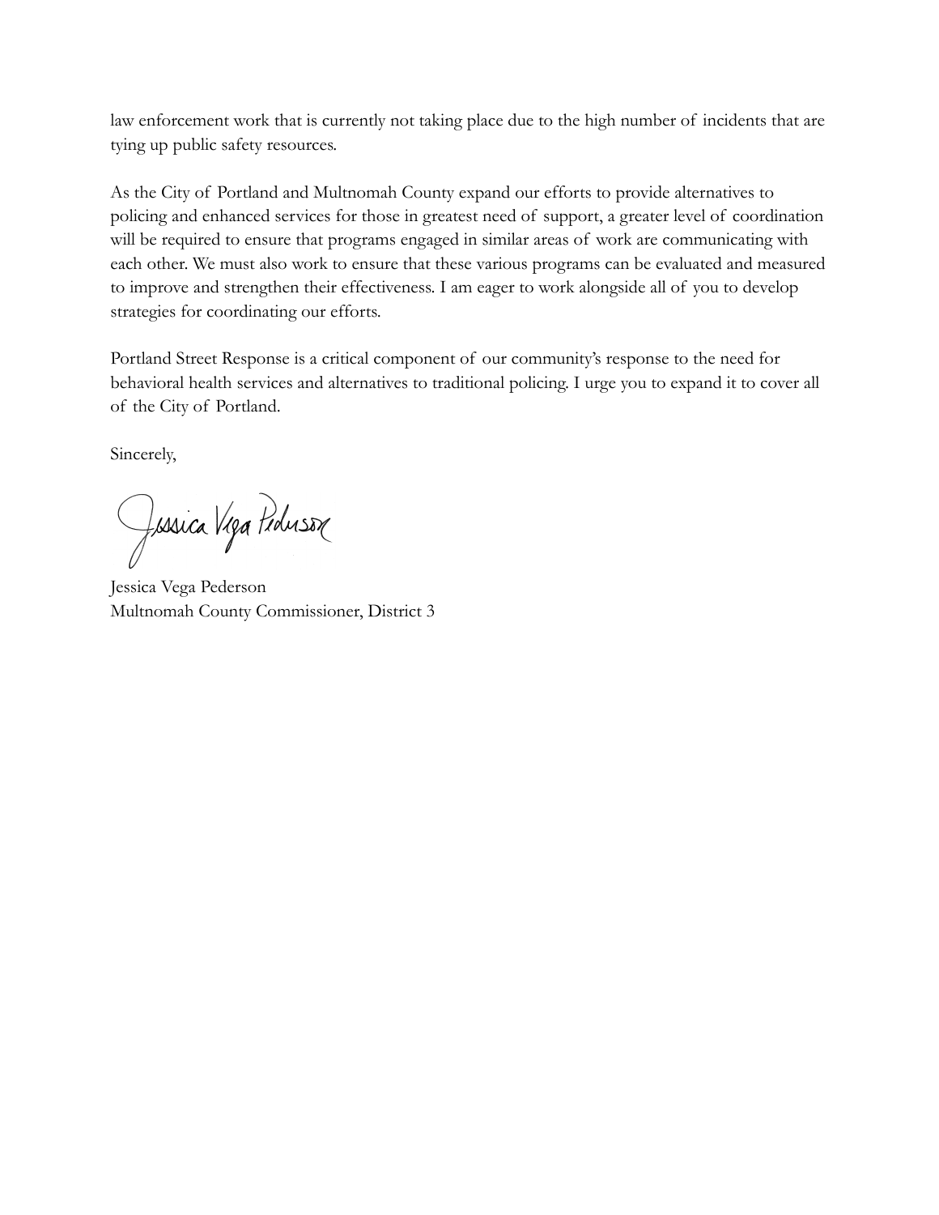law enforcement work that is currently not taking place due to the high number of incidents that are tying up public safety resources.

As the City of Portland and Multnomah County expand our efforts to provide alternatives to policing and enhanced services for those in greatest need of support, a greater level of coordination will be required to ensure that programs engaged in similar areas of work are communicating with each other. We must also work to ensure that these various programs can be evaluated and measured to improve and strengthen their effectiveness. I am eager to work alongside all of you to develop strategies for coordinating our efforts.

Portland Street Response is a critical component of our community's response to the need for behavioral health services and alternatives to traditional policing. I urge you to expand it to cover all of the City of Portland.

Sincerely,

Jessica Vega Pederson

Jessica Vega Pederson
Multnomah County Commissioner, District 3